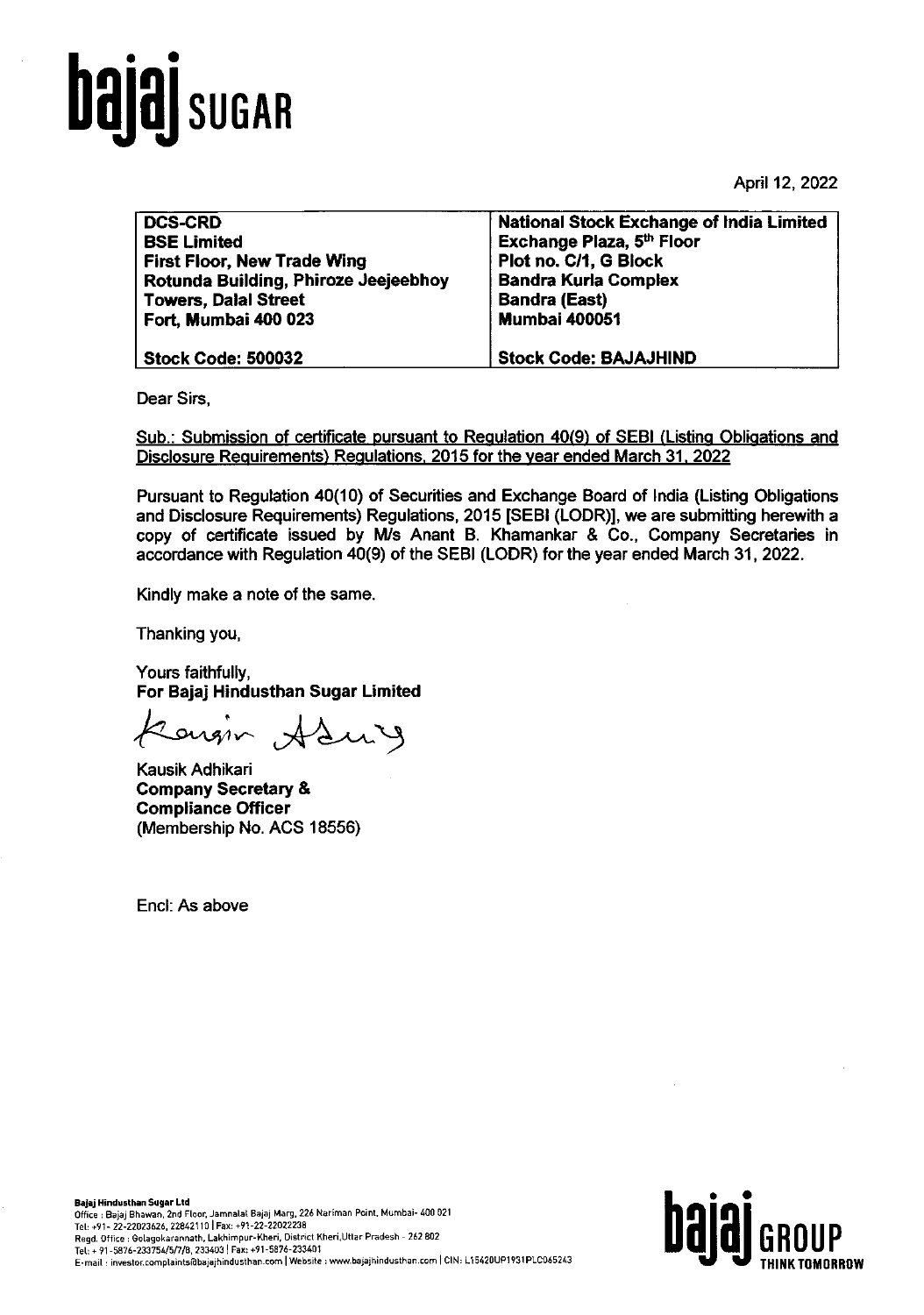**bajaj SUGAR**

April 12, 2022

| DCS-CRD<br>BSE Limited<br>First Floor, New Trade Wing<br>Rotunda Building, Phiroze Jeejeebhoy<br>Towers, Dalal Street<br>Fort, Mumbai 400 023 | National Stock Exchange of India Limited<br>Exchange Plaza, 5th Floor<br>Plot no. C/1, G Block<br>Bandra Kurla Complex<br>Bandra (East)<br>Mumbai 400051 |
|---|---|
| **Stock Code: 500032** | **Stock Code: BAJAJHIND** |

Dear Sirs,

Sub.: Submission of certificate pursuant to Regulation 40(9) of SEBI (Listing Obligations and Disclosure Requirements) Regulations, 2015 for the year ended March 31, 2022

Pursuant to Regulation 40(10) of Securities and Exchange Board of India (Listing Obligations and Disclosure Requirements) Regulations, 2015 [SEBI (LODR)], we are submitting herewith a copy of certificate issued by M/s Anant B. Khamankar & Co., Company Secretaries in accordance with Regulation 40(9) of the SEBI (LODR) for the year ended March 31, 2022.

Kindly make a note of the same.

Thanking you,

Yours faithfully,
**For Bajaj Hindusthan Sugar Limited**

Kausik Adhikari
**Company Secretary &**
**Compliance Officer**
(Membership No. ACS 18556)

Encl: As above

**Bajaj Hindusthan Sugar Ltd**
Office : Bajaj Bhawan, 2nd Floor, Jamnalal Bajaj Marg, 226 Nariman Point, Mumbai- 400 021
Tel: +91- 22-22023626, 22842110 | Fax: +91-22-22022238
Regd. Office : Golagokarannath, Lakhimpur-Kheri, District Kheri,Uttar Pradesh - 262 802
Tel: + 91-5876-233754/5/7/8, 233403 | Fax: +91-5876-233401
E-mail : investor.complaints@bajajhindusthan.com | Website : www.bajajhindusthan.com | CIN: L15420UP1931PLC065243

**bajaj GROUP** THINK TOMORROW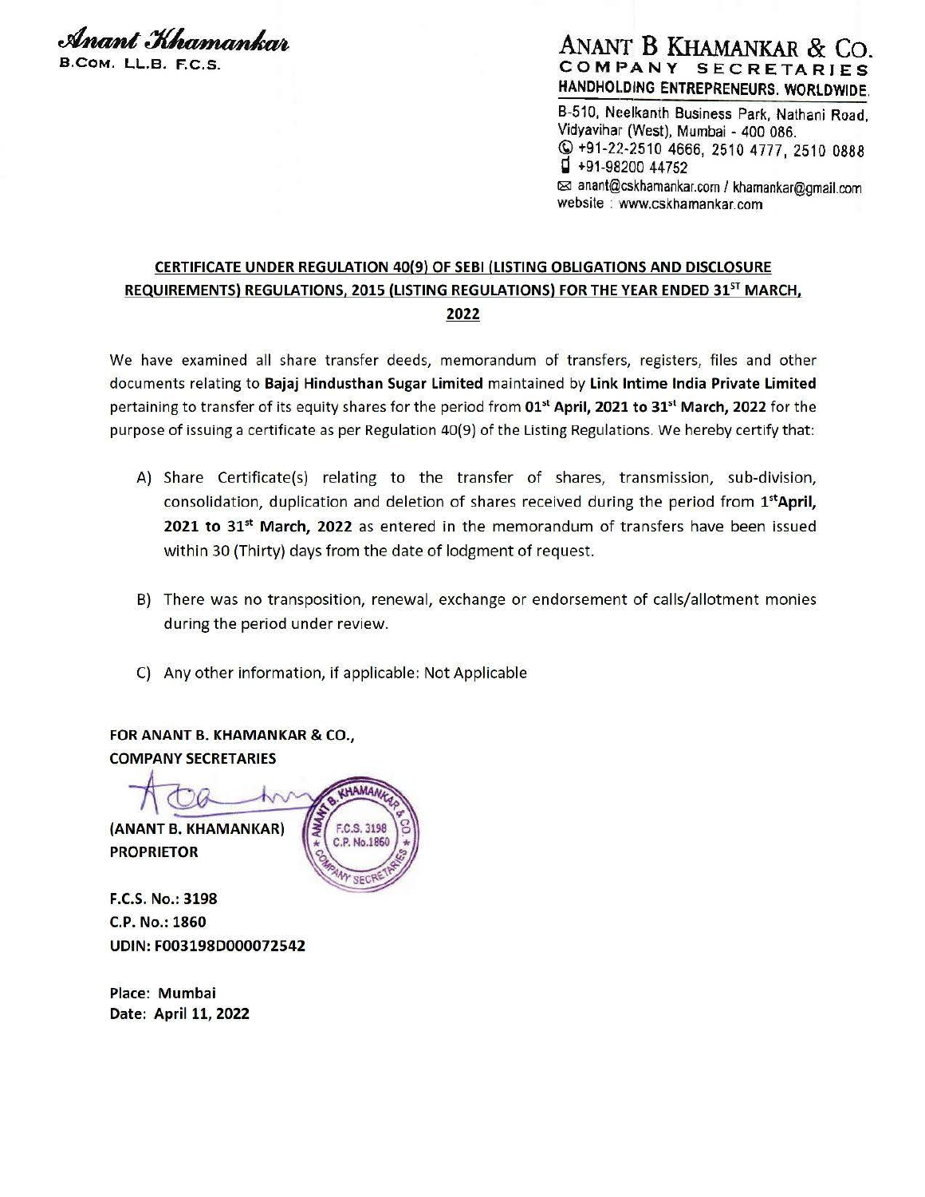*Anant Khamankar*
B.COM. LL.B. F.C.S.

**ANANT B KHAMANKAR & CO.**
**COMPANY SECRETARIES**
**HANDHOLDING ENTREPRENEURS. WORLDWIDE.**

B-510, Neelkanth Business Park, Nathani Road,
Vidyavihar (West), Mumbai - 400 086.
+91-22-2510 4666, 2510 4777, 2510 0888
+91-98200 44752
anant@cskhamankar.com / khamankar@gmail.com
website : www.cskhamankar.com

## CERTIFICATE UNDER REGULATION 40(9) OF SEBI (LISTING OBLIGATIONS AND DISCLOSURE REQUIREMENTS) REGULATIONS, 2015 (LISTING REGULATIONS) FOR THE YEAR ENDED 31[ST] MARCH, 2022

We have examined all share transfer deeds, memorandum of transfers, registers, files and other documents relating to **Bajaj Hindusthan Sugar Limited** maintained by **Link Intime India Private Limited** pertaining to transfer of its equity shares for the period from **01[st] April, 2021 to 31[st] March, 2022** for the purpose of issuing a certificate as per Regulation 40(9) of the Listing Regulations. We hereby certify that:

A) Share Certificate(s) relating to the transfer of shares, transmission, sub-division, consolidation, duplication and deletion of shares received during the period from **1[st] April, 2021 to 31[st] March, 2022** as entered in the memorandum of transfers have been issued within 30 (Thirty) days from the date of lodgment of request.

B) There was no transposition, renewal, exchange or endorsement of calls/allotment monies during the period under review.

C) Any other information, if applicable: Not Applicable

**FOR ANANT B. KHAMANKAR & CO.,**
**COMPANY SECRETARIES**

**(ANANT B. KHAMANKAR)**
**PROPRIETOR**

**F.C.S. No.: 3198**
**C.P. No.: 1860**
**UDIN: F003198D000072542**

**Place: Mumbai**
**Date: April 11, 2022**